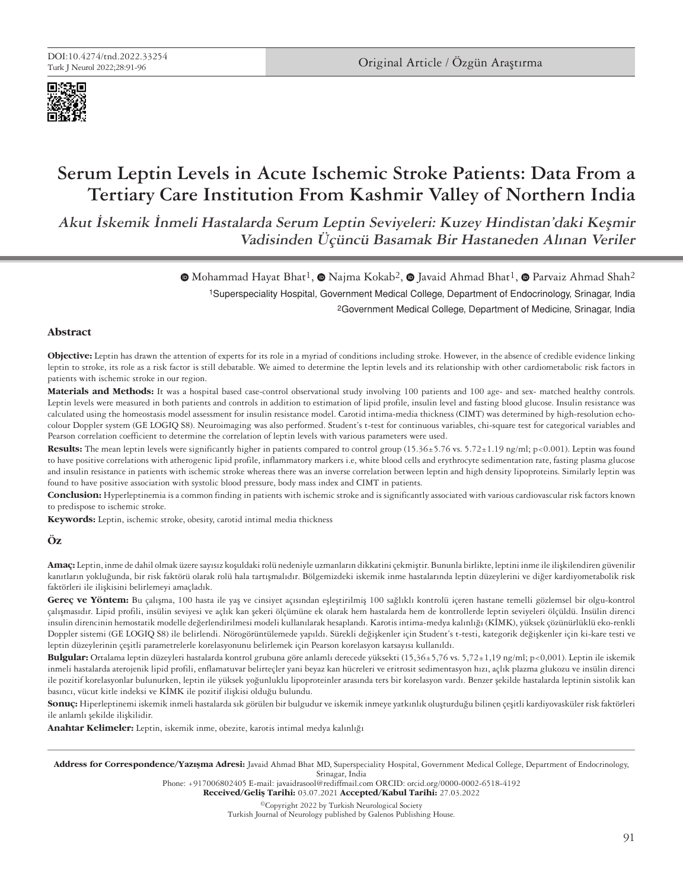DOI:10.4274/tnd.2022.33254

Original Article / Özgün Araştırma

# Serum Leptin Levels in Acute Ischemic Stroke Patients: Data From a Tertiary Care Institution From Kashmir Valley of Northern India

## *Akut İskemik İnmeli Hastalarda Serum Leptin Seviyeleri: Kuzey Hindistan'daki Keşmir Vadisinden Üçüncü Basamak Bir Hastaneden Alınan Veriler*

Mohammad Hayat Bhat[1], Najma Kokab[2], Javaid Ahmad Bhat[1], Parvaiz Ahmad Shah[2]

[1]Superspeciality Hospital, Government Medical College, Department of Endocrinology, Srinagar, India

[2]Government Medical College, Department of Medicine, Srinagar, India

### Abstract

**Objective:** Leptin has drawn the attention of experts for its role in a myriad of conditions including stroke. However, in the absence of credible evidence linking leptin to stroke, its role as a risk factor is still debatable. We aimed to determine the leptin levels and its relationship with other cardiometabolic risk factors in patients with ischemic stroke in our region.

**Materials and Methods:** It was a hospital based case-control observational study involving 100 patients and 100 age- and sex- matched healthy controls. Leptin levels were measured in both patients and controls in addition to estimation of lipid profile, insulin level and fasting blood glucose. Insulin resistance was calculated using the homeostasis model assessment for insulin resistance model. Carotid intima-media thickness (CIMT) was determined by high-resolution echo-colour Doppler system (GE LOGIQ S8). Neuroimaging was also performed. Student's t-test for continuous variables, chi-square test for categorical variables and Pearson correlation coefficient to determine the correlation of leptin levels with various parameters were used.

**Results:** The mean leptin levels were significantly higher in patients compared to control group (15.36±5.76 vs. 5.72±1.19 ng/ml; p<0.001). Leptin was found to have positive correlations with atherogenic lipid profile, inflammatory markers i.e, white blood cells and erythrocyte sedimentation rate, fasting plasma glucose and insulin resistance in patients with ischemic stroke whereas there was an inverse correlation between leptin and high density lipoproteins. Similarly leptin was found to have positive association with systolic blood pressure, body mass index and CIMT in patients.

**Conclusion:** Hyperleptinemia is a common finding in patients with ischemic stroke and is significantly associated with various cardiovascular risk factors known to predispose to ischemic stroke.

**Keywords:** Leptin, ischemic stroke, obesity, carotid intimal media thickness

### Öz

**Amaç:** Leptin, inme de dahil olmak üzere sayısız koşuldaki rolü nedeniyle uzmanların dikkatini çekmiştir. Bununla birlikte, leptini inme ile ilişkilendiren güvenilir kanıtların yokluğunda, bir risk faktörü olarak rolü hala tartışmalıdır. Bölgemizdeki iskemik inme hastalarında leptin düzeylerini ve diğer kardiyometabolik risk faktörleri ile ilişkisini belirlemeyi amaçladık.

**Gereç ve Yöntem:** Bu çalışma, 100 hasta ile yaş ve cinsiyet açısından eşleştirilmiş 100 sağlıklı kontrolü içeren hastane temelli gözlemsel bir olgu-kontrol çalışmasıdır. Lipid profili, insülin seviyesi ve açlık kan şekeri ölçümüne ek olarak hem hastalarda hem de kontrollerde leptin seviyeleri ölçüldü. İnsülin direnci insulin direncinin hemostatik modelle değerlendirilmesi modeli kullanılarak hesaplandı. Karotis intima-medya kalınlığı (KİMK), yüksek çözünürlüklü eko-renkli Doppler sistemi (GE LOGIQ S8) ile belirlendi. Nörogörüntülemede yapıldı. Sürekli değişkenler için Student's t-testi, kategorik değişkenler için ki-kare testi ve leptin düzeylerinin çeşitli parametrelerle korelasyonunu belirlemek için Pearson korelasyon katsayısı kullanıldı.

**Bulgular:** Ortalama leptin düzeyleri hastalarda kontrol grubuna göre anlamlı derecede yüksekti (15,36±5,76 vs. 5,72±1,19 ng/ml; p<0,001). Leptin ile iskemik inmeli hastalarda aterojenik lipid profili, enflamatuvar belirteçler yani beyaz kan hücreleri ve eritrosit sedimentasyon hızı, açlık plazma glukozu ve insülin direnci ile pozitif korelasyonlar bulunurken, leptin ile yüksek yoğunluklu lipoproteinler arasında ters bir korelasyon vardı. Benzer şekilde hastalarda leptinin sistolik kan basıncı, vücut kitle indeksi ve KİMK ile pozitif ilişkisi olduğu bulundu.

**Sonuç:** Hiperleptinemi iskemik inmeli hastalarda sık görülen bir bulgudur ve iskemik inmeye yatkınlık oluşturduğu bilinen çeşitli kardiyovasküler risk faktörleri ile anlamlı şekilde ilişkilidir.

**Anahtar Kelimeler:** Leptin, iskemik inme, obezite, karotis intimal medya kalınlığı

**Address for Correspondence/Yazışma Adresi:** Javaid Ahmad Bhat MD, Superspeciality Hospital, Government Medical College, Department of Endocrinology, Srinagar, India

Phone: +917006802405 E-mail: javaidrasool@rediffmail.com ORCID: orcid.org/0000-0002-6518-4192

**Received/Geliş Tarihi:** 03.07.2021 **Accepted/Kabul Tarihi:** 27.03.2022

©Copyright 2022 by Turkish Neurological Society

Turkish Journal of Neurology published by Galenos Publishing House.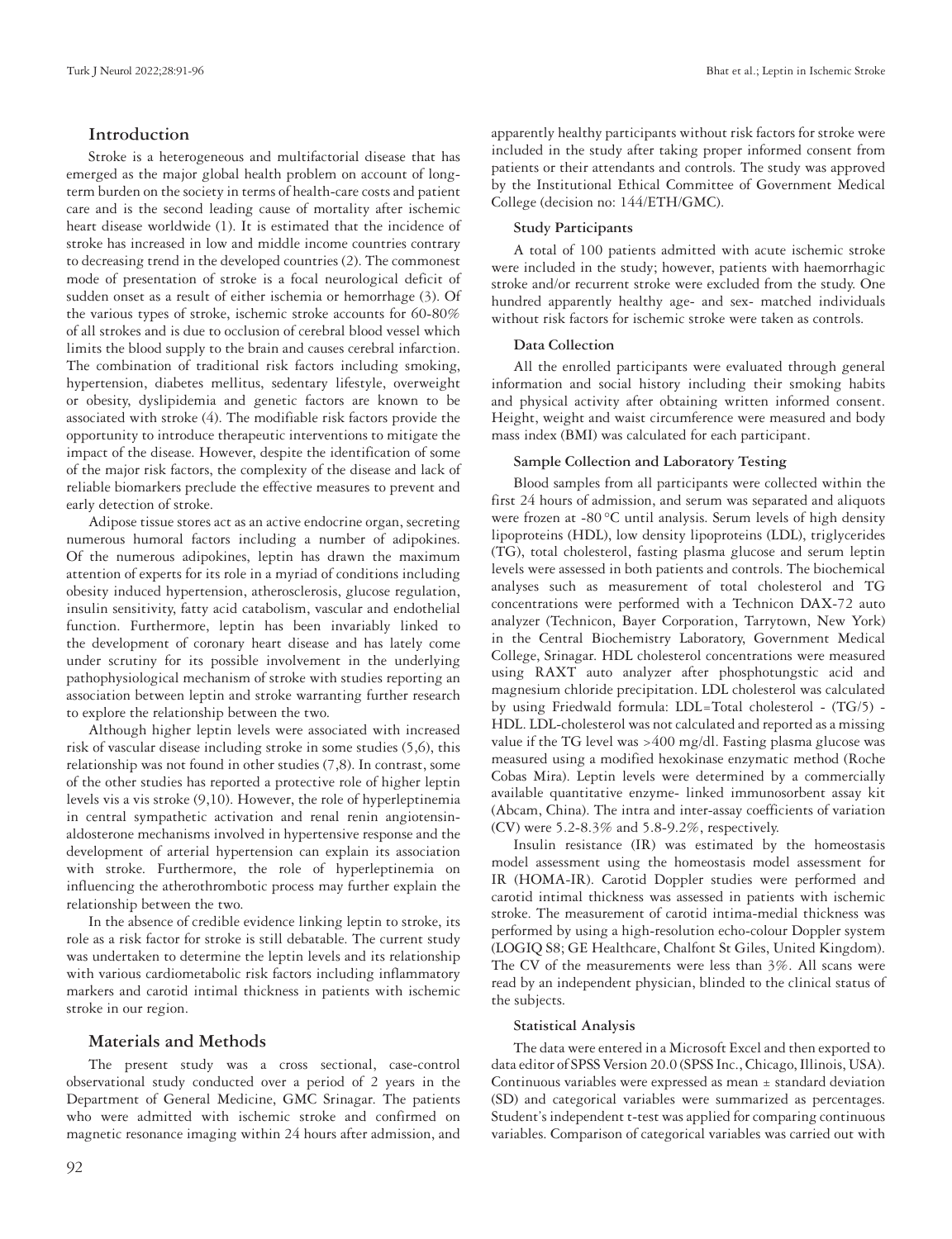## Introduction

Stroke is a heterogeneous and multifactorial disease that has emerged as the major global health problem on account of long-term burden on the society in terms of health-care costs and patient care and is the second leading cause of mortality after ischemic heart disease worldwide (1). It is estimated that the incidence of stroke has increased in low and middle income countries contrary to decreasing trend in the developed countries (2). The commonest mode of presentation of stroke is a focal neurological deficit of sudden onset as a result of either ischemia or hemorrhage (3). Of the various types of stroke, ischemic stroke accounts for 60-80% of all strokes and is due to occlusion of cerebral blood vessel which limits the blood supply to the brain and causes cerebral infarction. The combination of traditional risk factors including smoking, hypertension, diabetes mellitus, sedentary lifestyle, overweight or obesity, dyslipidemia and genetic factors are known to be associated with stroke (4). The modifiable risk factors provide the opportunity to introduce therapeutic interventions to mitigate the impact of the disease. However, despite the identification of some of the major risk factors, the complexity of the disease and lack of reliable biomarkers preclude the effective measures to prevent and early detection of stroke.

Adipose tissue stores act as an active endocrine organ, secreting numerous humoral factors including a number of adipokines. Of the numerous adipokines, leptin has drawn the maximum attention of experts for its role in a myriad of conditions including obesity induced hypertension, atherosclerosis, glucose regulation, insulin sensitivity, fatty acid catabolism, vascular and endothelial function. Furthermore, leptin has been invariably linked to the development of coronary heart disease and has lately come under scrutiny for its possible involvement in the underlying pathophysiological mechanism of stroke with studies reporting an association between leptin and stroke warranting further research to explore the relationship between the two.

Although higher leptin levels were associated with increased risk of vascular disease including stroke in some studies (5,6), this relationship was not found in other studies (7,8). In contrast, some of the other studies has reported a protective role of higher leptin levels vis a vis stroke (9,10). However, the role of hyperleptinemia in central sympathetic activation and renal renin angiotensin-aldosterone mechanisms involved in hypertensive response and the development of arterial hypertension can explain its association with stroke. Furthermore, the role of hyperleptinemia on influencing the atherothrombotic process may further explain the relationship between the two.

In the absence of credible evidence linking leptin to stroke, its role as a risk factor for stroke is still debatable. The current study was undertaken to determine the leptin levels and its relationship with various cardiometabolic risk factors including inflammatory markers and carotid intimal thickness in patients with ischemic stroke in our region.

## Materials and Methods

The present study was a cross sectional, case-control observational study conducted over a period of 2 years in the Department of General Medicine, GMC Srinagar. The patients who were admitted with ischemic stroke and confirmed on magnetic resonance imaging within 24 hours after admission, and apparently healthy participants without risk factors for stroke were included in the study after taking proper informed consent from patients or their attendants and controls. The study was approved by the Institutional Ethical Committee of Government Medical College (decision no: 144/ETH/GMC).

### Study Participants

A total of 100 patients admitted with acute ischemic stroke were included in the study; however, patients with haemorrhagic stroke and/or recurrent stroke were excluded from the study. One hundred apparently healthy age- and sex- matched individuals without risk factors for ischemic stroke were taken as controls.

### Data Collection

All the enrolled participants were evaluated through general information and social history including their smoking habits and physical activity after obtaining written informed consent. Height, weight and waist circumference were measured and body mass index (BMI) was calculated for each participant.

### Sample Collection and Laboratory Testing

Blood samples from all participants were collected within the first 24 hours of admission, and serum was separated and aliquots were frozen at -80 °C until analysis. Serum levels of high density lipoproteins (HDL), low density lipoproteins (LDL), triglycerides (TG), total cholesterol, fasting plasma glucose and serum leptin levels were assessed in both patients and controls. The biochemical analyses such as measurement of total cholesterol and TG concentrations were performed with a Technicon DAX-72 auto analyzer (Technicon, Bayer Corporation, Tarrytown, New York) in the Central Biochemistry Laboratory, Government Medical College, Srinagar. HDL cholesterol concentrations were measured using RAXT auto analyzer after phosphotungstic acid and magnesium chloride precipitation. LDL cholesterol was calculated by using Friedwald formula: LDL=Total cholesterol - (TG/5) - HDL. LDL-cholesterol was not calculated and reported as a missing value if the TG level was >400 mg/dl. Fasting plasma glucose was measured using a modified hexokinase enzymatic method (Roche Cobas Mira). Leptin levels were determined by a commercially available quantitative enzyme- linked immunosorbent assay kit (Abcam, China). The intra and inter-assay coefficients of variation (CV) were 5.2-8.3% and 5.8-9.2%, respectively.

Insulin resistance (IR) was estimated by the homeostasis model assessment using the homeostasis model assessment for IR (HOMA-IR). Carotid Doppler studies were performed and carotid intimal thickness was assessed in patients with ischemic stroke. The measurement of carotid intima-medial thickness was performed by using a high-resolution echo-colour Doppler system (LOGIQ S8; GE Healthcare, Chalfont St Giles, United Kingdom). The CV of the measurements were less than 3%. All scans were read by an independent physician, blinded to the clinical status of the subjects.

### Statistical Analysis

The data were entered in a Microsoft Excel and then exported to data editor of SPSS Version 20.0 (SPSS Inc., Chicago, Illinois, USA). Continuous variables were expressed as mean ± standard deviation (SD) and categorical variables were summarized as percentages. Student's independent t-test was applied for comparing continuous variables. Comparison of categorical variables was carried out with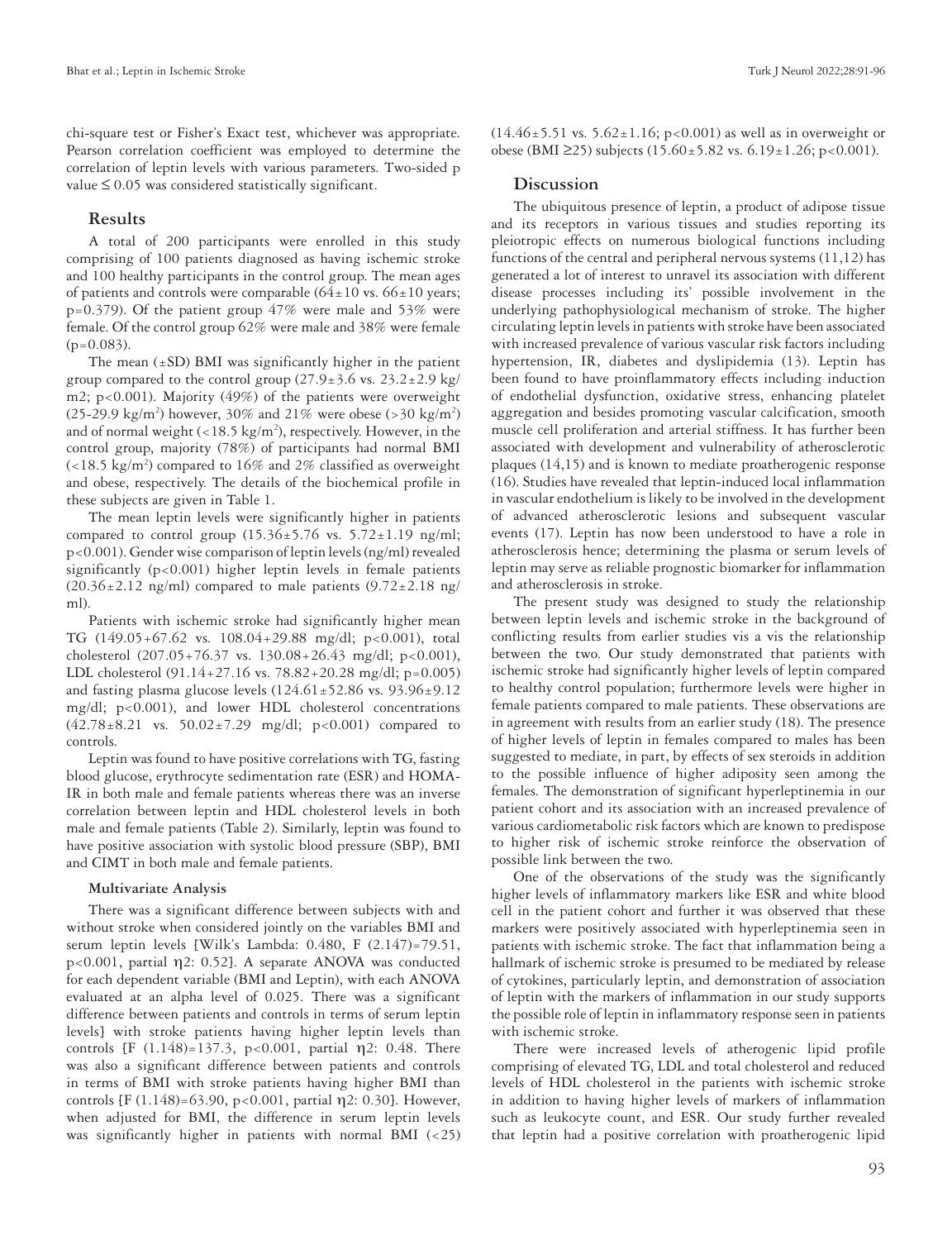chi-square test or Fisher's Exact test, whichever was appropriate. Pearson correlation coefficient was employed to determine the correlation of leptin levels with various parameters. Two-sided p value ≤ 0.05 was considered statistically significant.

## Results

A total of 200 participants were enrolled in this study comprising of 100 patients diagnosed as having ischemic stroke and 100 healthy participants in the control group. The mean ages of patients and controls were comparable (64±10 vs. 66±10 years; p=0.379). Of the patient group 47% were male and 53% were female. Of the control group 62% were male and 38% were female (p=0.083).

The mean (±SD) BMI was significantly higher in the patient group compared to the control group (27.9±3.6 vs. 23.2±2.9 kg/m2; p<0.001). Majority (49%) of the patients were overweight (25-29.9 kg/m$^2$) however, 30% and 21% were obese (>30 kg/m$^2$) and of normal weight (<18.5 kg/m$^2$), respectively. However, in the control group, majority (78%) of participants had normal BMI (<18.5 kg/m$^2$) compared to 16% and 2% classified as overweight and obese, respectively. The details of the biochemical profile in these subjects are given in Table 1.

The mean leptin levels were significantly higher in patients compared to control group (15.36±5.76 vs. 5.72±1.19 ng/ml; p<0.001). Gender wise comparison of leptin levels (ng/ml) revealed significantly (p<0.001) higher leptin levels in female patients (20.36±2.12 ng/ml) compared to male patients (9.72±2.18 ng/ml).

Patients with ischemic stroke had significantly higher mean TG (149.05+67.62 vs. 108.04+29.88 mg/dl; p<0.001), total cholesterol (207.05+76.37 vs. 130.08+26.43 mg/dl; p<0.001), LDL cholesterol (91.14+27.16 vs. 78.82+20.28 mg/dl; p=0.005) and fasting plasma glucose levels (124.61±52.86 vs. 93.96±9.12 mg/dl; p<0.001), and lower HDL cholesterol concentrations (42.78±8.21 vs. 50.02±7.29 mg/dl; p<0.001) compared to controls.

Leptin was found to have positive correlations with TG, fasting blood glucose, erythrocyte sedimentation rate (ESR) and HOMA-IR in both male and female patients whereas there was an inverse correlation between leptin and HDL cholesterol levels in both male and female patients (Table 2). Similarly, leptin was found to have positive association with systolic blood pressure (SBP), BMI and CIMT in both male and female patients.

### Multivariate Analysis

There was a significant difference between subjects with and without stroke when considered jointly on the variables BMI and serum leptin levels [Wilk's Lambda: 0.480, F (2.147)=79.51, p<0.001, partial $\eta$2: 0.52]. A separate ANOVA was conducted for each dependent variable (BMI and Leptin), with each ANOVA evaluated at an alpha level of 0.025. There was a significant difference between patients and controls in terms of serum leptin levels] with stroke patients having higher leptin levels than controls [F (1.148)=137.3, p<0.001, partial $\eta$2: 0.48. There was also a significant difference between patients and controls in terms of BMI with stroke patients having higher BMI than controls [F (1.148)=63.90, p<0.001, partial $\eta$2: 0.30]. However, when adjusted for BMI, the difference in serum leptin levels was significantly higher in patients with normal BMI (<25) (14.46±5.51 vs. 5.62±1.16; p<0.001) as well as in overweight or obese (BMI ≥25) subjects (15.60±5.82 vs. 6.19±1.26; p<0.001).

## Discussion

The ubiquitous presence of leptin, a product of adipose tissue and its receptors in various tissues and studies reporting its pleiotropic effects on numerous biological functions including functions of the central and peripheral nervous systems (11,12) has generated a lot of interest to unravel its association with different disease processes including its' possible involvement in the underlying pathophysiological mechanism of stroke. The higher circulating leptin levels in patients with stroke have been associated with increased prevalence of various vascular risk factors including hypertension, IR, diabetes and dyslipidemia (13). Leptin has been found to have proinflammatory effects including induction of endothelial dysfunction, oxidative stress, enhancing platelet aggregation and besides promoting vascular calcification, smooth muscle cell proliferation and arterial stiffness. It has further been associated with development and vulnerability of atherosclerotic plaques (14,15) and is known to mediate proatherogenic response (16). Studies have revealed that leptin-induced local inflammation in vascular endothelium is likely to be involved in the development of advanced atherosclerotic lesions and subsequent vascular events (17). Leptin has now been understood to have a role in atherosclerosis hence; determining the plasma or serum levels of leptin may serve as reliable prognostic biomarker for inflammation and atherosclerosis in stroke.

The present study was designed to study the relationship between leptin levels and ischemic stroke in the background of conflicting results from earlier studies vis a vis the relationship between the two. Our study demonstrated that patients with ischemic stroke had significantly higher levels of leptin compared to healthy control population; furthermore levels were higher in female patients compared to male patients. These observations are in agreement with results from an earlier study (18). The presence of higher levels of leptin in females compared to males has been suggested to mediate, in part, by effects of sex steroids in addition to the possible influence of higher adiposity seen among the females. The demonstration of significant hyperleptinemia in our patient cohort and its association with an increased prevalence of various cardiometabolic risk factors which are known to predispose to higher risk of ischemic stroke reinforce the observation of possible link between the two.

One of the observations of the study was the significantly higher levels of inflammatory markers like ESR and white blood cell in the patient cohort and further it was observed that these markers were positively associated with hyperleptinemia seen in patients with ischemic stroke. The fact that inflammation being a hallmark of ischemic stroke is presumed to be mediated by release of cytokines, particularly leptin, and demonstration of association of leptin with the markers of inflammation in our study supports the possible role of leptin in inflammatory response seen in patients with ischemic stroke.

There were increased levels of atherogenic lipid profile comprising of elevated TG, LDL and total cholesterol and reduced levels of HDL cholesterol in the patients with ischemic stroke in addition to having higher levels of markers of inflammation such as leukocyte count, and ESR. Our study further revealed that leptin had a positive correlation with proatherogenic lipid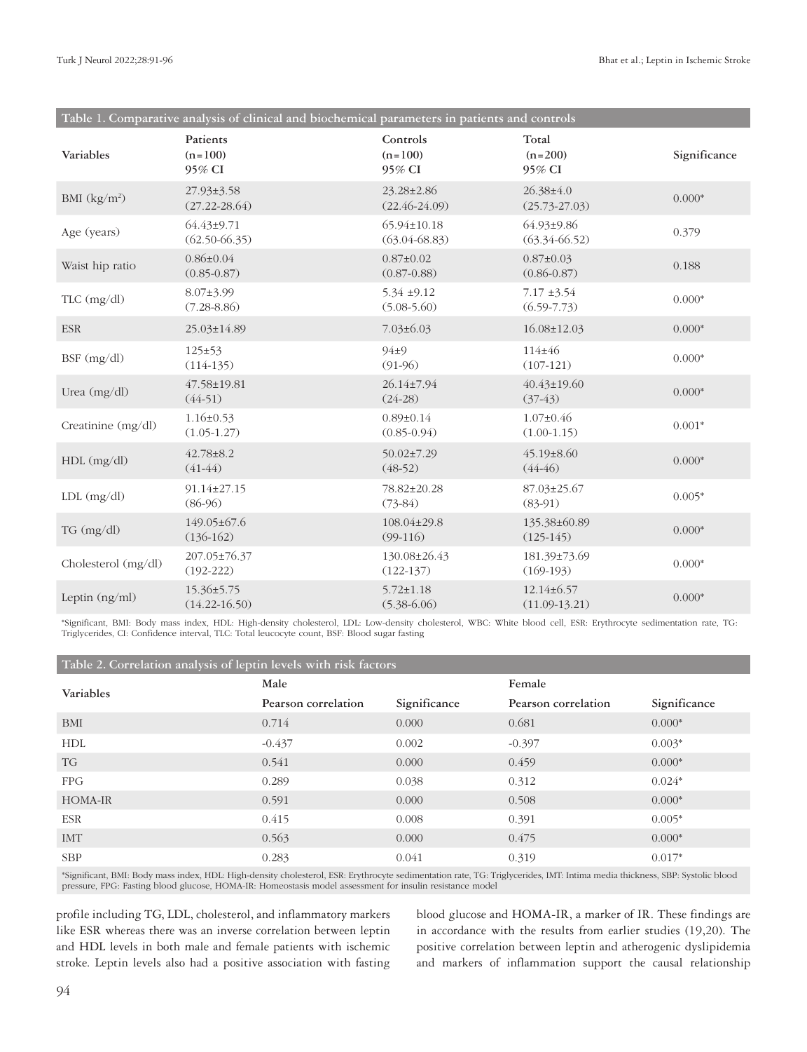**Table 1. Comparative analysis of clinical and biochemical parameters in patients and controls**

| Variables | Patients (n=100) 95% CI | Controls (n=100) 95% CI | Total (n=200) 95% CI | Significance |
|---|---|---|---|---|
| BMI (kg/m$^2$) | 27.93±3.58 (27.22-28.64) | 23.28±2.86 (22.46-24.09) | 26.38±4.0 (25.73-27.03) | 0.000* |
| Age (years) | 64.43±9.71 (62.50-66.35) | 65.94±10.18 (63.04-68.83) | 64.93±9.86 (63.34-66.52) | 0.379 |
| Waist hip ratio | 0.86±0.04 (0.85-0.87) | 0.87±0.02 (0.87-0.88) | 0.87±0.03 (0.86-0.87) | 0.188 |
| TLC (mg/dl) | 8.07±3.99 (7.28-8.86) | 5.34 ±9.12 (5.08-5.60) | 7.17 ±3.54 (6.59-7.73) | 0.000* |
| ESR | 25.03±14.89 | 7.03±6.03 | 16.08±12.03 | 0.000* |
| BSF (mg/dl) | 125±53 (114-135) | 94±9 (91-96) | 114±46 (107-121) | 0.000* |
| Urea (mg/dl) | 47.58±19.81 (44-51) | 26.14±7.94 (24-28) | 40.43±19.60 (37-43) | 0.000* |
| Creatinine (mg/dl) | 1.16±0.53 (1.05-1.27) | 0.89±0.14 (0.85-0.94) | 1.07±0.46 (1.00-1.15) | 0.001* |
| HDL (mg/dl) | 42.78±8.2 (41-44) | 50.02±7.29 (48-52) | 45.19±8.60 (44-46) | 0.000* |
| LDL (mg/dl) | 91.14±27.15 (86-96) | 78.82±20.28 (73-84) | 87.03±25.67 (83-91) | 0.005* |
| TG (mg/dl) | 149.05±67.6 (136-162) | 108.04±29.8 (99-116) | 135.38±60.89 (125-145) | 0.000* |
| Cholesterol (mg/dl) | 207.05±76.37 (192-222) | 130.08±26.43 (122-137) | 181.39±73.69 (169-193) | 0.000* |
| Leptin (ng/ml) | 15.36±5.75 (14.22-16.50) | 5.72±1.18 (5.38-6.06) | 12.14±6.57 (11.09-13.21) | 0.000* |

*Significant, BMI: Body mass index, HDL: High-density cholesterol, LDL: Low-density cholesterol, WBC: White blood cell, ESR: Erythrocyte sedimentation rate, TG: Triglycerides, CI: Confidence interval, TLC: Total leucocyte count, BSF: Blood sugar fasting

**Table 2. Correlation analysis of leptin levels with risk factors**

| Variables | Male | | Female | |
|---|---|---|---|---|
| | Pearson correlation | Significance | Pearson correlation | Significance |
| BMI | 0.714 | 0.000 | 0.681 | 0.000* |
| HDL | -0.437 | 0.002 | -0.397 | 0.003* |
| TG | 0.541 | 0.000 | 0.459 | 0.000* |
| FPG | 0.289 | 0.038 | 0.312 | 0.024* |
| HOMA-IR | 0.591 | 0.000 | 0.508 | 0.000* |
| ESR | 0.415 | 0.008 | 0.391 | 0.005* |
| IMT | 0.563 | 0.000 | 0.475 | 0.000* |
| SBP | 0.283 | 0.041 | 0.319 | 0.017* |

*Significant, BMI: Body mass index, HDL: High-density cholesterol, ESR: Erythrocyte sedimentation rate, TG: Triglycerides, IMT: Intima media thickness, SBP: Systolic blood pressure, FPG: Fasting blood glucose, HOMA-IR: Homeostasis model assessment for insulin resistance model

profile including TG, LDL, cholesterol, and inflammatory markers like ESR whereas there was an inverse correlation between leptin and HDL levels in both male and female patients with ischemic stroke. Leptin levels also had a positive association with fasting blood glucose and HOMA-IR, a marker of IR. These findings are in accordance with the results from earlier studies (19,20). The positive correlation between leptin and atherogenic dyslipidemia and markers of inflammation support the causal relationship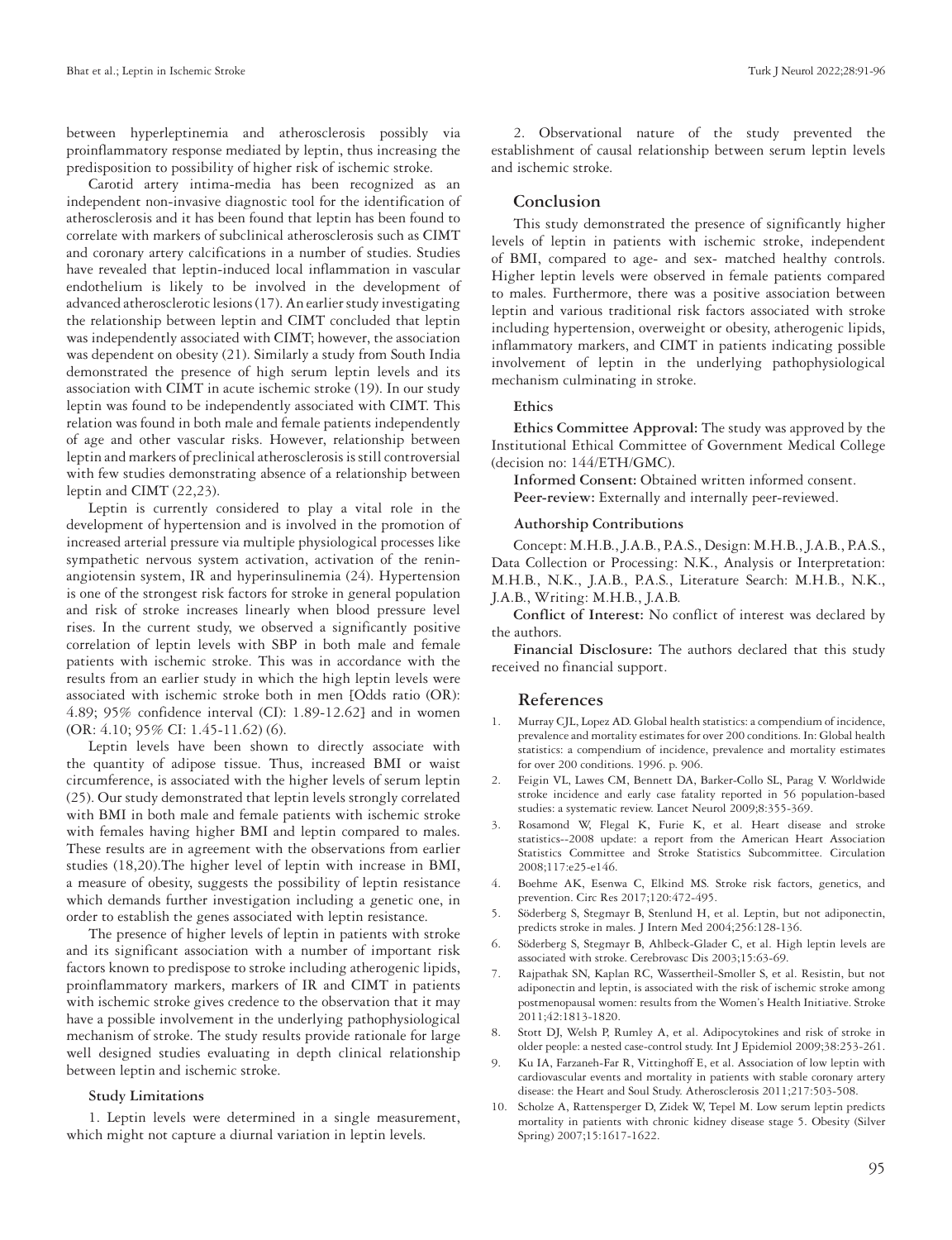between hyperleptinemia and atherosclerosis possibly via proinflammatory response mediated by leptin, thus increasing the predisposition to possibility of higher risk of ischemic stroke.

Carotid artery intima-media has been recognized as an independent non-invasive diagnostic tool for the identification of atherosclerosis and it has been found that leptin has been found to correlate with markers of subclinical atherosclerosis such as CIMT and coronary artery calcifications in a number of studies. Studies have revealed that leptin-induced local inflammation in vascular endothelium is likely to be involved in the development of advanced atherosclerotic lesions (17). An earlier study investigating the relationship between leptin and CIMT concluded that leptin was independently associated with CIMT; however, the association was dependent on obesity (21). Similarly a study from South India demonstrated the presence of high serum leptin levels and its association with CIMT in acute ischemic stroke (19). In our study leptin was found to be independently associated with CIMT. This relation was found in both male and female patients independently of age and other vascular risks. However, relationship between leptin and markers of preclinical atherosclerosis is still controversial with few studies demonstrating absence of a relationship between leptin and CIMT (22,23).

Leptin is currently considered to play a vital role in the development of hypertension and is involved in the promotion of increased arterial pressure via multiple physiological processes like sympathetic nervous system activation, activation of the renin-angiotensin system, IR and hyperinsulinemia (24). Hypertension is one of the strongest risk factors for stroke in general population and risk of stroke increases linearly when blood pressure level rises. In the current study, we observed a significantly positive correlation of leptin levels with SBP in both male and female patients with ischemic stroke. This was in accordance with the results from an earlier study in which the high leptin levels were associated with ischemic stroke both in men [Odds ratio (OR): 4.89; 95% confidence interval (CI): 1.89-12.62] and in women (OR: 4.10; 95% CI: 1.45-11.62) (6).

Leptin levels have been shown to directly associate with the quantity of adipose tissue. Thus, increased BMI or waist circumference, is associated with the higher levels of serum leptin (25). Our study demonstrated that leptin levels strongly correlated with BMI in both male and female patients with ischemic stroke with females having higher BMI and leptin compared to males. These results are in agreement with the observations from earlier studies (18,20).The higher level of leptin with increase in BMI, a measure of obesity, suggests the possibility of leptin resistance which demands further investigation including a genetic one, in order to establish the genes associated with leptin resistance.

The presence of higher levels of leptin in patients with stroke and its significant association with a number of important risk factors known to predispose to stroke including atherogenic lipids, proinflammatory markers, markers of IR and CIMT in patients with ischemic stroke gives credence to the observation that it may have a possible involvement in the underlying pathophysiological mechanism of stroke. The study results provide rationale for large well designed studies evaluating in depth clinical relationship between leptin and ischemic stroke.

### Study Limitations

1. Leptin levels were determined in a single measurement, which might not capture a diurnal variation in leptin levels.

2. Observational nature of the study prevented the establishment of causal relationship between serum leptin levels and ischemic stroke.

## Conclusion

This study demonstrated the presence of significantly higher levels of leptin in patients with ischemic stroke, independent of BMI, compared to age- and sex- matched healthy controls. Higher leptin levels were observed in female patients compared to males. Furthermore, there was a positive association between leptin and various traditional risk factors associated with stroke including hypertension, overweight or obesity, atherogenic lipids, inflammatory markers, and CIMT in patients indicating possible involvement of leptin in the underlying pathophysiological mechanism culminating in stroke.

### Ethics

**Ethics Committee Approval:** The study was approved by the Institutional Ethical Committee of Government Medical College (decision no: 144/ETH/GMC).

**Informed Consent:** Obtained written informed consent.

**Peer-review:** Externally and internally peer-reviewed.

### Authorship Contributions

Concept: M.H.B., J.A.B., P.A.S., Design: M.H.B., J.A.B., P.A.S., Data Collection or Processing: N.K., Analysis or Interpretation: M.H.B., N.K., J.A.B., P.A.S., Literature Search: M.H.B., N.K., J.A.B., Writing: M.H.B., J.A.B.

**Conflict of Interest:** No conflict of interest was declared by the authors.

**Financial Disclosure:** The authors declared that this study received no financial support.

## References

1. Murray CJL, Lopez AD. Global health statistics: a compendium of incidence, prevalence and mortality estimates for over 200 conditions. In: Global health statistics: a compendium of incidence, prevalence and mortality estimates for over 200 conditions. 1996. p. 906.
2. Feigin VL, Lawes CM, Bennett DA, Barker-Collo SL, Parag V. Worldwide stroke incidence and early case fatality reported in 56 population-based studies: a systematic review. Lancet Neurol 2009;8:355-369.
3. Rosamond W, Flegal K, Furie K, et al. Heart disease and stroke statistics--2008 update: a report from the American Heart Association Statistics Committee and Stroke Statistics Subcommittee. Circulation 2008;117:e25-e146.
4. Boehme AK, Esenwa C, Elkind MS. Stroke risk factors, genetics, and prevention. Circ Res 2017;120:472-495.
5. Söderberg S, Stegmayr B, Stenlund H, et al. Leptin, but not adiponectin, predicts stroke in males. J Intern Med 2004;256:128-136.
6. Söderberg S, Stegmayr B, Ahlbeck-Glader C, et al. High leptin levels are associated with stroke. Cerebrovasc Dis 2003;15:63-69.
7. Rajpathak SN, Kaplan RC, Wassertheil-Smoller S, et al. Resistin, but not adiponectin and leptin, is associated with the risk of ischemic stroke among postmenopausal women: results from the Women's Health Initiative. Stroke 2011;42:1813-1820.
8. Stott DJ, Welsh P, Rumley A, et al. Adipocytokines and risk of stroke in older people: a nested case-control study. Int J Epidemiol 2009;38:253-261.
9. Ku IA, Farzaneh-Far R, Vittinghoff E, et al. Association of low leptin with cardiovascular events and mortality in patients with stable coronary artery disease: the Heart and Soul Study. Atherosclerosis 2011;217:503-508.
10. Scholze A, Rattensperger D, Zidek W, Tepel M. Low serum leptin predicts mortality in patients with chronic kidney disease stage 5. Obesity (Silver Spring) 2007;15:1617-1622.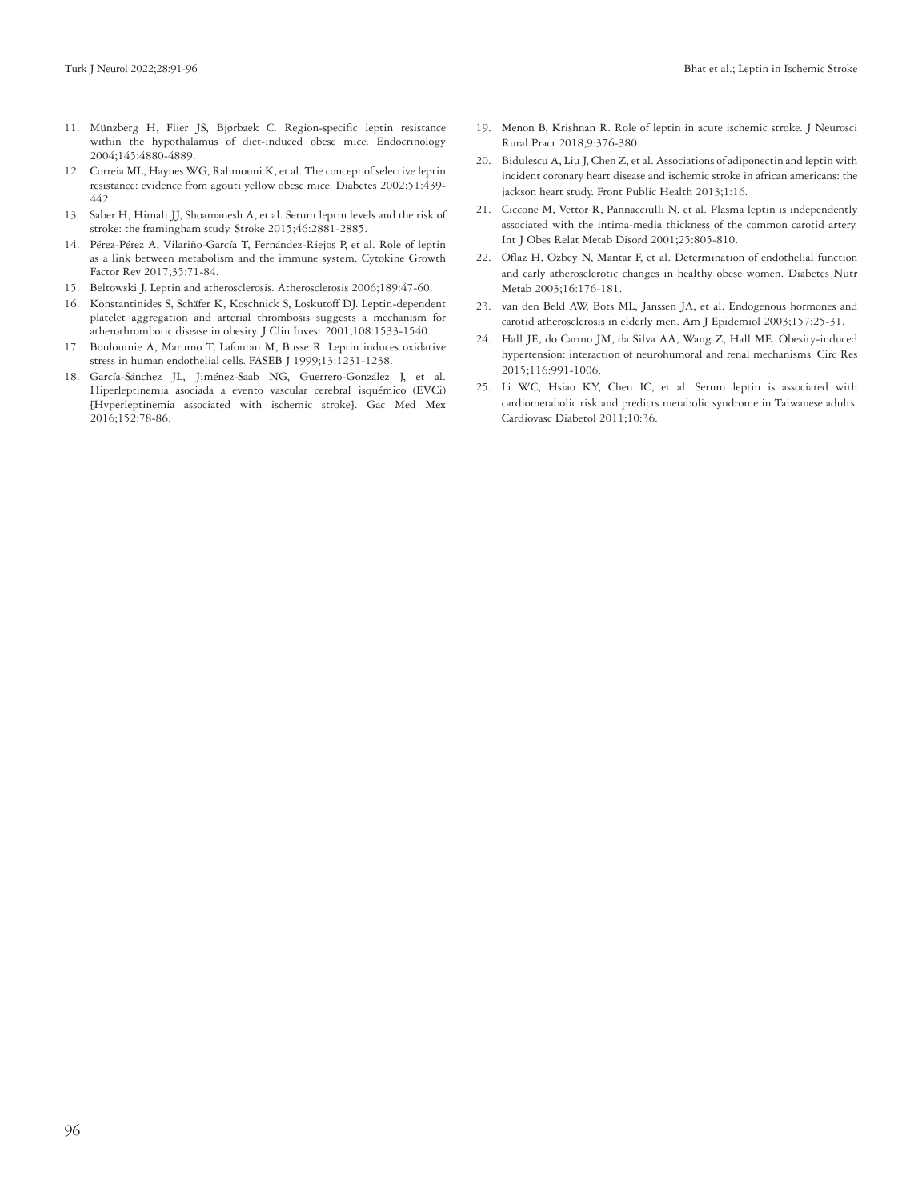11. Münzberg H, Flier JS, Bjørbaek C. Region-specific leptin resistance within the hypothalamus of diet-induced obese mice. Endocrinology 2004;145:4880-4889.
12. Correia ML, Haynes WG, Rahmouni K, et al. The concept of selective leptin resistance: evidence from agouti yellow obese mice. Diabetes 2002;51:439-442.
13. Saber H, Himali JJ, Shoamanesh A, et al. Serum leptin levels and the risk of stroke: the framingham study. Stroke 2015;46:2881-2885.
14. Pérez-Pérez A, Vilariño-García T, Fernández-Riejos P, et al. Role of leptin as a link between metabolism and the immune system. Cytokine Growth Factor Rev 2017;35:71-84.
15. Beltowski J. Leptin and atherosclerosis. Atherosclerosis 2006;189:47-60.
16. Konstantinides S, Schäfer K, Koschnick S, Loskutoff DJ. Leptin-dependent platelet aggregation and arterial thrombosis suggests a mechanism for atherothrombotic disease in obesity. J Clin Invest 2001;108:1533-1540.
17. Bouloumie A, Marumo T, Lafontan M, Busse R. Leptin induces oxidative stress in human endothelial cells. FASEB J 1999;13:1231-1238.
18. García-Sánchez JL, Jiménez-Saab NG, Guerrero-González J, et al. Hiperleptinemia asociada a evento vascular cerebral isquémico (EVCi) [Hyperleptinemia associated with ischemic stroke]. Gac Med Mex 2016;152:78-86.
19. Menon B, Krishnan R. Role of leptin in acute ischemic stroke. J Neurosci Rural Pract 2018;9:376-380.
20. Bidulescu A, Liu J, Chen Z, et al. Associations of adiponectin and leptin with incident coronary heart disease and ischemic stroke in african americans: the jackson heart study. Front Public Health 2013;1:16.
21. Ciccone M, Vettor R, Pannacciulli N, et al. Plasma leptin is independently associated with the intima-media thickness of the common carotid artery. Int J Obes Relat Metab Disord 2001;25:805-810.
22. Oflaz H, Ozbey N, Mantar F, et al. Determination of endothelial function and early atherosclerotic changes in healthy obese women. Diabetes Nutr Metab 2003;16:176-181.
23. van den Beld AW, Bots ML, Janssen JA, et al. Endogenous hormones and carotid atherosclerosis in elderly men. Am J Epidemiol 2003;157:25-31.
24. Hall JE, do Carmo JM, da Silva AA, Wang Z, Hall ME. Obesity-induced hypertension: interaction of neurohumoral and renal mechanisms. Circ Res 2015;116:991-1006.
25. Li WC, Hsiao KY, Chen IC, et al. Serum leptin is associated with cardiometabolic risk and predicts metabolic syndrome in Taiwanese adults. Cardiovasc Diabetol 2011;10:36.